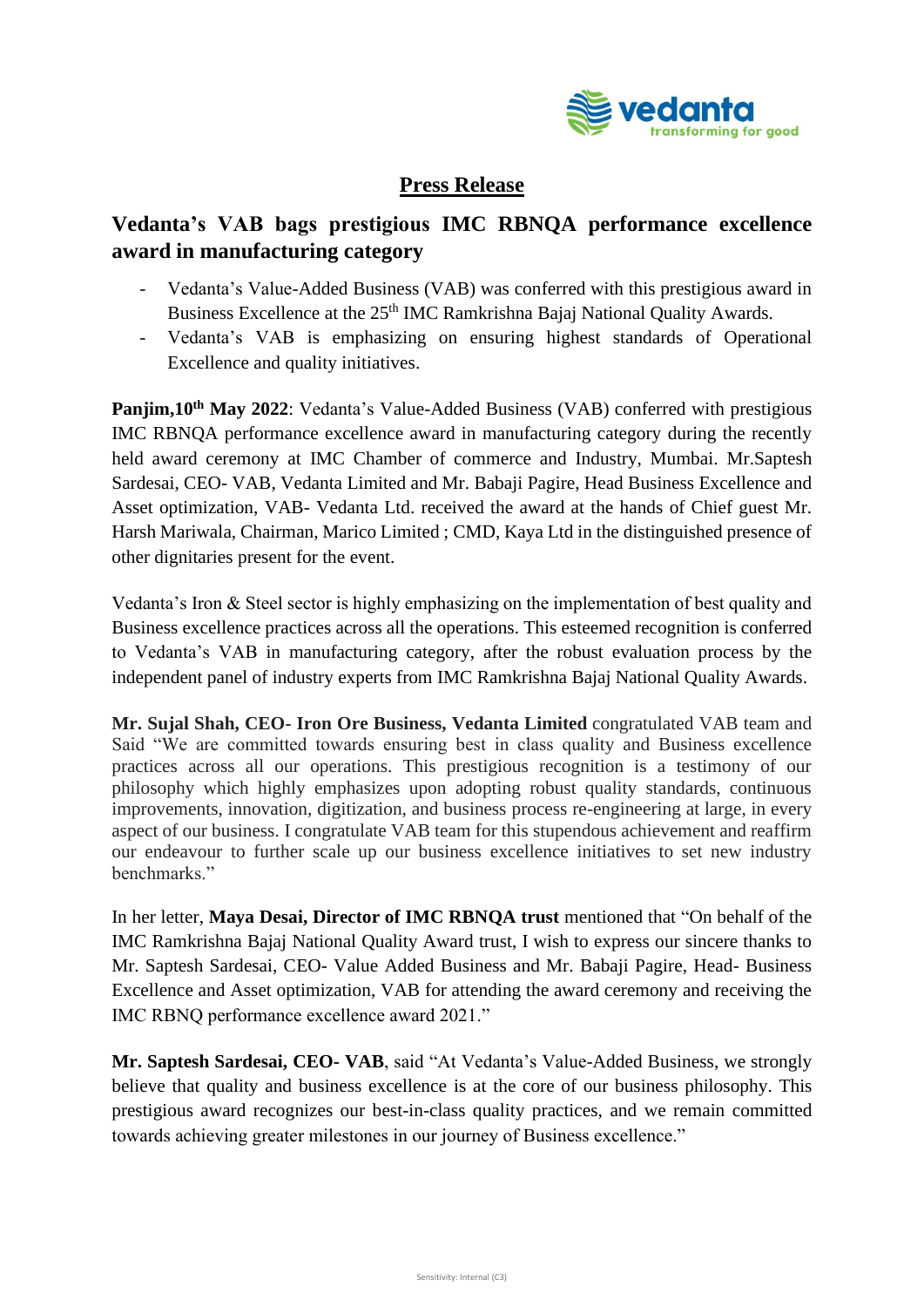## Press Release

# Vedanta's VAB bags prestigious IMC RBNQA performance excellence award in manufacturing category

- Vedanta's Value-Added Business (VAB) was conferred with this prestigious award in Business Excellence at the 25th IMC Ramkrishna Bajaj National Quality Awards.
- Vedanta's VAB is emphasizing on ensuring highest standards of Operational Excellence and quality initiatives.

**Panjim,10th May 2022**: Vedanta's Value-Added Business (VAB) conferred with prestigious IMC RBNQA performance excellence award in manufacturing category during the recently held award ceremony at IMC Chamber of commerce and Industry, Mumbai. Mr.Saptesh Sardesai, CEO- VAB, Vedanta Limited and Mr. Babaji Pagire, Head Business Excellence and Asset optimization, VAB- Vedanta Ltd. received the award at the hands of Chief guest Mr. Harsh Mariwala, Chairman, Marico Limited ; CMD, Kaya Ltd in the distinguished presence of other dignitaries present for the event.

Vedanta's Iron & Steel sector is highly emphasizing on the implementation of best quality and Business excellence practices across all the operations. This esteemed recognition is conferred to Vedanta's VAB in manufacturing category, after the robust evaluation process by the independent panel of industry experts from IMC Ramkrishna Bajaj National Quality Awards.

**Mr. Sujal Shah, CEO- Iron Ore Business, Vedanta Limited** congratulated VAB team and Said "We are committed towards ensuring best in class quality and Business excellence practices across all our operations. This prestigious recognition is a testimony of our philosophy which highly emphasizes upon adopting robust quality standards, continuous improvements, innovation, digitization, and business process re-engineering at large, in every aspect of our business. I congratulate VAB team for this stupendous achievement and reaffirm our endeavour to further scale up our business excellence initiatives to set new industry benchmarks."

In her letter, **Maya Desai, Director of IMC RBNQA trust** mentioned that "On behalf of the IMC Ramkrishna Bajaj National Quality Award trust, I wish to express our sincere thanks to Mr. Saptesh Sardesai, CEO- Value Added Business and Mr. Babaji Pagire, Head- Business Excellence and Asset optimization, VAB for attending the award ceremony and receiving the IMC RBNQ performance excellence award 2021."

**Mr. Saptesh Sardesai, CEO- VAB**, said "At Vedanta's Value-Added Business, we strongly believe that quality and business excellence is at the core of our business philosophy. This prestigious award recognizes our best-in-class quality practices, and we remain committed towards achieving greater milestones in our journey of Business excellence."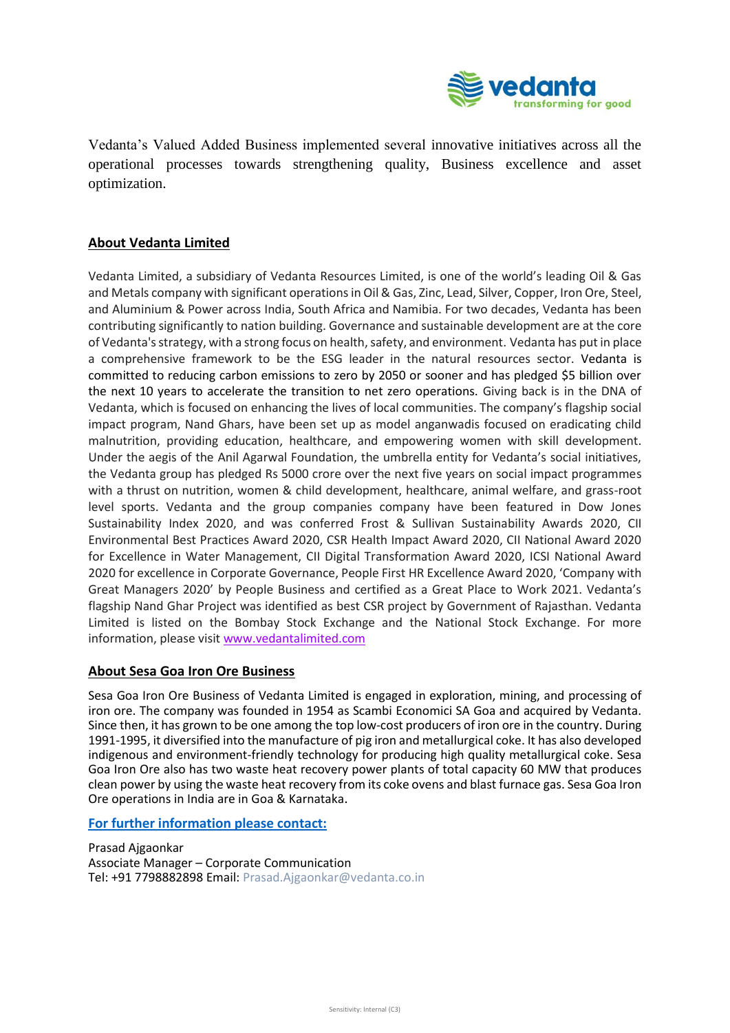Vedanta's Valued Added Business implemented several innovative initiatives across all the operational processes towards strengthening quality, Business excellence and asset optimization.

## About Vedanta Limited

Vedanta Limited, a subsidiary of Vedanta Resources Limited, is one of the world's leading Oil & Gas and Metals company with significant operations in Oil & Gas, Zinc, Lead, Silver, Copper, Iron Ore, Steel, and Aluminium & Power across India, South Africa and Namibia. For two decades, Vedanta has been contributing significantly to nation building. Governance and sustainable development are at the core of Vedanta's strategy, with a strong focus on health, safety, and environment. Vedanta has put in place a comprehensive framework to be the ESG leader in the natural resources sector. Vedanta is committed to reducing carbon emissions to zero by 2050 or sooner and has pledged $5 billion over the next 10 years to accelerate the transition to net zero operations. Giving back is in the DNA of Vedanta, which is focused on enhancing the lives of local communities. The company's flagship social impact program, Nand Ghars, have been set up as model anganwadis focused on eradicating child malnutrition, providing education, healthcare, and empowering women with skill development. Under the aegis of the Anil Agarwal Foundation, the umbrella entity for Vedanta's social initiatives, the Vedanta group has pledged Rs 5000 crore over the next five years on social impact programmes with a thrust on nutrition, women & child development, healthcare, animal welfare, and grass-root level sports. Vedanta and the group companies company have been featured in Dow Jones Sustainability Index 2020, and was conferred Frost & Sullivan Sustainability Awards 2020, CII Environmental Best Practices Award 2020, CSR Health Impact Award 2020, CII National Award 2020 for Excellence in Water Management, CII Digital Transformation Award 2020, ICSI National Award 2020 for excellence in Corporate Governance, People First HR Excellence Award 2020, 'Company with Great Managers 2020' by People Business and certified as a Great Place to Work 2021. Vedanta's flagship Nand Ghar Project was identified as best CSR project by Government of Rajasthan. Vedanta Limited is listed on the Bombay Stock Exchange and the National Stock Exchange. For more information, please visit www.vedantalimited.com

## About Sesa Goa Iron Ore Business

Sesa Goa Iron Ore Business of Vedanta Limited is engaged in exploration, mining, and processing of iron ore. The company was founded in 1954 as Scambi Economici SA Goa and acquired by Vedanta. Since then, it has grown to be one among the top low-cost producers of iron ore in the country. During 1991-1995, it diversified into the manufacture of pig iron and metallurgical coke. It has also developed indigenous and environment-friendly technology for producing high quality metallurgical coke. Sesa Goa Iron Ore also has two waste heat recovery power plants of total capacity 60 MW that produces clean power by using the waste heat recovery from its coke ovens and blast furnace gas. Sesa Goa Iron Ore operations in India are in Goa & Karnataka.

**For further information please contact:**

Prasad Ajgaonkar
Associate Manager – Corporate Communication
Tel: +91 7798882898 Email: Prasad.Ajgaonkar@vedanta.co.in